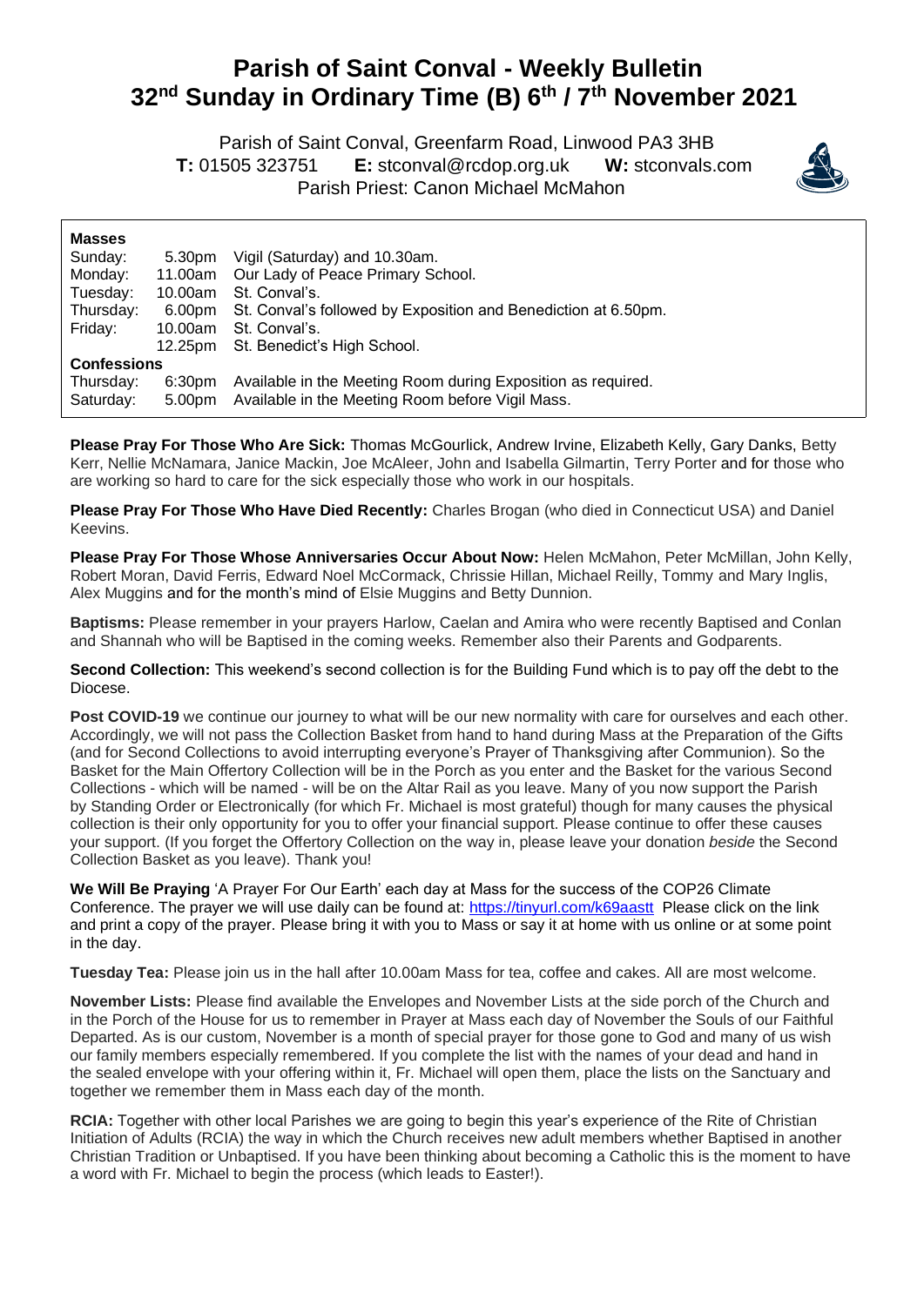# Parish of Saint Conval - Weekly Bulletin
# 32nd Sunday in Ordinary Time (B) 6th / 7th November 2021

Parish of Saint Conval, Greenfarm Road, Linwood PA3 3HB
**T:** 01505 323751 **E:** stconval@rcdop.org.uk **W:** stconvals.com
Parish Priest: Canon Michael McMahon

**Masses**

| | | |
|---|---|---|
| Sunday: | 5.30pm | Vigil (Saturday) and 10.30am. |
| Monday: | 11.00am | Our Lady of Peace Primary School. |
| Tuesday: | 10.00am | St. Conval's. |
| Thursday: | 6.00pm | St. Conval's followed by Exposition and Benediction at 6.50pm. |
| Friday: | 10.00am | St. Conval's. |
| | 12.25pm | St. Benedict's High School. |

**Confessions**

| | | |
|---|---|---|
| Thursday: | 6:30pm | Available in the Meeting Room during Exposition as required. |
| Saturday: | 5.00pm | Available in the Meeting Room before Vigil Mass. |

**Please Pray For Those Who Are Sick:** Thomas McGourlick, Andrew Irvine, Elizabeth Kelly, Gary Danks, Betty Kerr, Nellie McNamara, Janice Mackin, Joe McAleer, John and Isabella Gilmartin, Terry Porter and for those who are working so hard to care for the sick especially those who work in our hospitals.

**Please Pray For Those Who Have Died Recently:** Charles Brogan (who died in Connecticut USA) and Daniel Keevins.

**Please Pray For Those Whose Anniversaries Occur About Now:** Helen McMahon, Peter McMillan, John Kelly, Robert Moran, David Ferris, Edward Noel McCormack, Chrissie Hillan, Michael Reilly, Tommy and Mary Inglis, Alex Muggins and for the month's mind of Elsie Muggins and Betty Dunnion.

**Baptisms:** Please remember in your prayers Harlow, Caelan and Amira who were recently Baptised and Conlan and Shannah who will be Baptised in the coming weeks. Remember also their Parents and Godparents.

**Second Collection:** This weekend's second collection is for the Building Fund which is to pay off the debt to the Diocese.

**Post COVID-19** we continue our journey to what will be our new normality with care for ourselves and each other. Accordingly, we will not pass the Collection Basket from hand to hand during Mass at the Preparation of the Gifts (and for Second Collections to avoid interrupting everyone's Prayer of Thanksgiving after Communion). So the Basket for the Main Offertory Collection will be in the Porch as you enter and the Basket for the various Second Collections - which will be named - will be on the Altar Rail as you leave. Many of you now support the Parish by Standing Order or Electronically (for which Fr. Michael is most grateful) though for many causes the physical collection is their only opportunity for you to offer your financial support. Please continue to offer these causes your support. (If you forget the Offertory Collection on the way in, please leave your donation *beside* the Second Collection Basket as you leave). Thank you!

**We Will Be Praying** 'A Prayer For Our Earth' each day at Mass for the success of the COP26 Climate Conference. The prayer we will use daily can be found at: https://tinyurl.com/k69aastt Please click on the link and print a copy of the prayer. Please bring it with you to Mass or say it at home with us online or at some point in the day.

**Tuesday Tea:** Please join us in the hall after 10.00am Mass for tea, coffee and cakes. All are most welcome.

**November Lists:** Please find available the Envelopes and November Lists at the side porch of the Church and in the Porch of the House for us to remember in Prayer at Mass each day of November the Souls of our Faithful Departed. As is our custom, November is a month of special prayer for those gone to God and many of us wish our family members especially remembered. If you complete the list with the names of your dead and hand in the sealed envelope with your offering within it, Fr. Michael will open them, place the lists on the Sanctuary and together we remember them in Mass each day of the month.

**RCIA:** Together with other local Parishes we are going to begin this year's experience of the Rite of Christian Initiation of Adults (RCIA) the way in which the Church receives new adult members whether Baptised in another Christian Tradition or Unbaptised. If you have been thinking about becoming a Catholic this is the moment to have a word with Fr. Michael to begin the process (which leads to Easter!).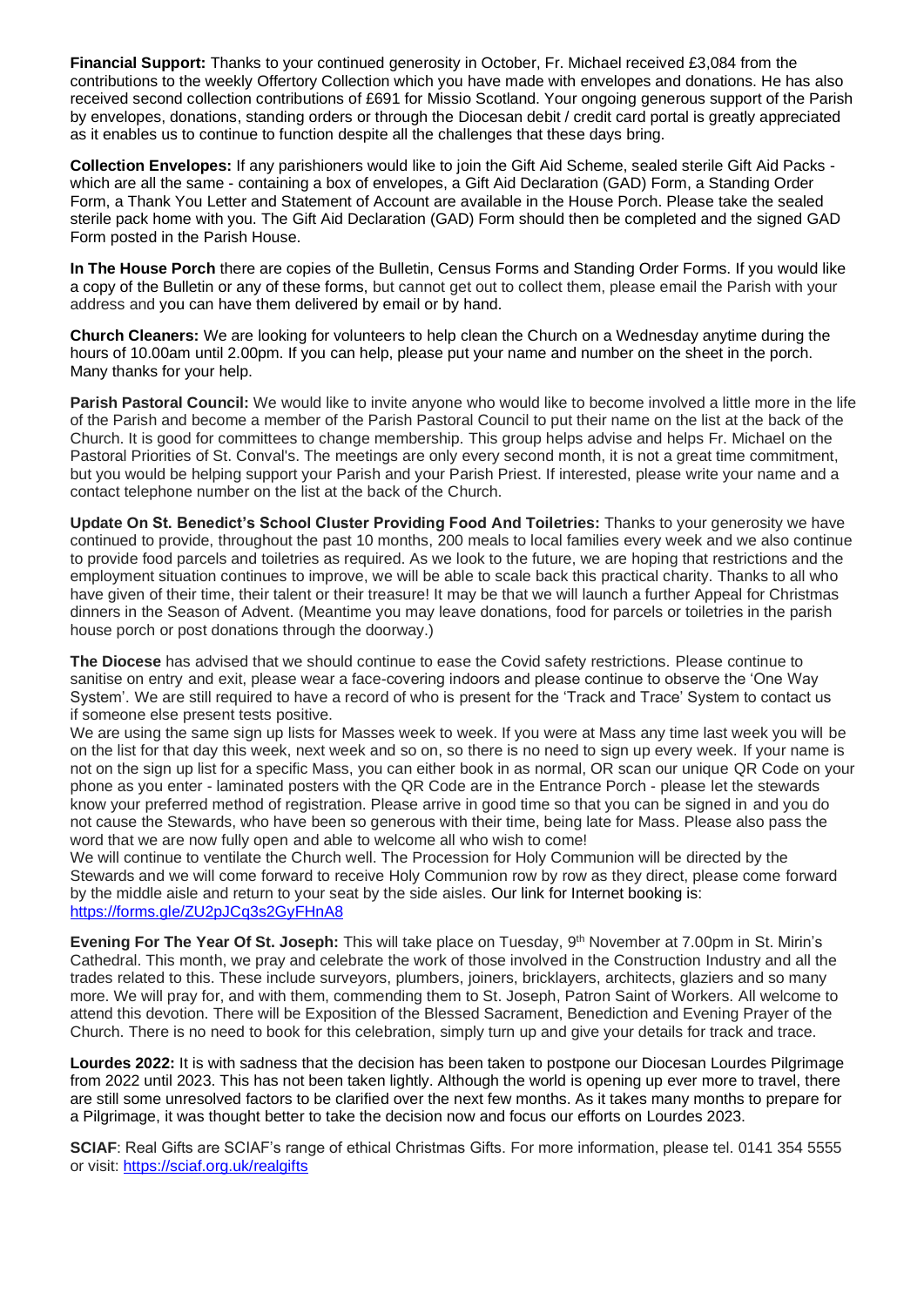**Financial Support:** Thanks to your continued generosity in October, Fr. Michael received £3,084 from the contributions to the weekly Offertory Collection which you have made with envelopes and donations. He has also received second collection contributions of £691 for Missio Scotland. Your ongoing generous support of the Parish by envelopes, donations, standing orders or through the Diocesan debit / credit card portal is greatly appreciated as it enables us to continue to function despite all the challenges that these days bring.

**Collection Envelopes:** If any parishioners would like to join the Gift Aid Scheme, sealed sterile Gift Aid Packs - which are all the same - containing a box of envelopes, a Gift Aid Declaration (GAD) Form, a Standing Order Form, a Thank You Letter and Statement of Account are available in the House Porch. Please take the sealed sterile pack home with you. The Gift Aid Declaration (GAD) Form should then be completed and the signed GAD Form posted in the Parish House.

**In The House Porch** there are copies of the Bulletin, Census Forms and Standing Order Forms. If you would like a copy of the Bulletin or any of these forms, but cannot get out to collect them, please email the Parish with your address and you can have them delivered by email or by hand.

**Church Cleaners:** We are looking for volunteers to help clean the Church on a Wednesday anytime during the hours of 10.00am until 2.00pm. If you can help, please put your name and number on the sheet in the porch. Many thanks for your help.

**Parish Pastoral Council:** We would like to invite anyone who would like to become involved a little more in the life of the Parish and become a member of the Parish Pastoral Council to put their name on the list at the back of the Church. It is good for committees to change membership. This group helps advise and helps Fr. Michael on the Pastoral Priorities of St. Conval's. The meetings are only every second month, it is not a great time commitment, but you would be helping support your Parish and your Parish Priest. If interested, please write your name and a contact telephone number on the list at the back of the Church.

**Update On St. Benedict's School Cluster Providing Food And Toiletries:** Thanks to your generosity we have continued to provide, throughout the past 10 months, 200 meals to local families every week and we also continue to provide food parcels and toiletries as required. As we look to the future, we are hoping that restrictions and the employment situation continues to improve, we will be able to scale back this practical charity. Thanks to all who have given of their time, their talent or their treasure! It may be that we will launch a further Appeal for Christmas dinners in the Season of Advent. (Meantime you may leave donations, food for parcels or toiletries in the parish house porch or post donations through the doorway.)

**The Diocese** has advised that we should continue to ease the Covid safety restrictions. Please continue to sanitise on entry and exit, please wear a face-covering indoors and please continue to observe the 'One Way System'. We are still required to have a record of who is present for the 'Track and Trace' System to contact us if someone else present tests positive.
We are using the same sign up lists for Masses week to week. If you were at Mass any time last week you will be on the list for that day this week, next week and so on, so there is no need to sign up every week. If your name is not on the sign up list for a specific Mass, you can either book in as normal, OR scan our unique QR Code on your phone as you enter - laminated posters with the QR Code are in the Entrance Porch - please let the stewards know your preferred method of registration. Please arrive in good time so that you can be signed in and you do not cause the Stewards, who have been so generous with their time, being late for Mass. Please also pass the word that we are now fully open and able to welcome all who wish to come!
We will continue to ventilate the Church well. The Procession for Holy Communion will be directed by the Stewards and we will come forward to receive Holy Communion row by row as they direct, please come forward by the middle aisle and return to your seat by the side aisles. Our link for Internet booking is: https://forms.gle/ZU2pJCq3s2GyFHnA8

**Evening For The Year Of St. Joseph:** This will take place on Tuesday, 9th November at 7.00pm in St. Mirin's Cathedral. This month, we pray and celebrate the work of those involved in the Construction Industry and all the trades related to this. These include surveyors, plumbers, joiners, bricklayers, architects, glaziers and so many more. We will pray for, and with them, commending them to St. Joseph, Patron Saint of Workers. All welcome to attend this devotion. There will be Exposition of the Blessed Sacrament, Benediction and Evening Prayer of the Church. There is no need to book for this celebration, simply turn up and give your details for track and trace.

**Lourdes 2022:** It is with sadness that the decision has been taken to postpone our Diocesan Lourdes Pilgrimage from 2022 until 2023. This has not been taken lightly. Although the world is opening up ever more to travel, there are still some unresolved factors to be clarified over the next few months. As it takes many months to prepare for a Pilgrimage, it was thought better to take the decision now and focus our efforts on Lourdes 2023.

**SCIAF**: Real Gifts are SCIAF's range of ethical Christmas Gifts. For more information, please tel. 0141 354 5555 or visit: https://sciaf.org.uk/realgifts